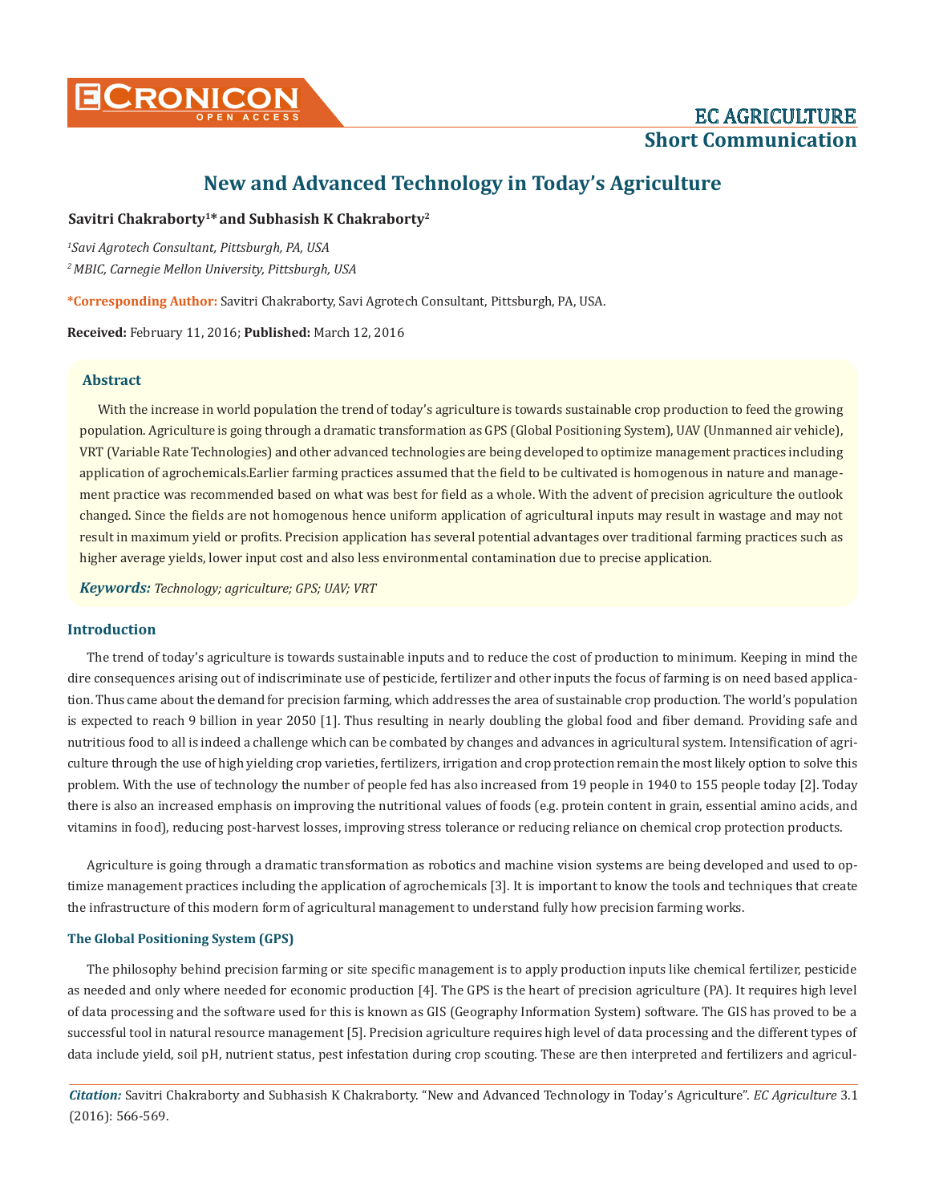# New and Advanced Technology in Today's Agriculture

**Savitri Chakraborty[1]* and Subhasish K Chakraborty[2]**

*[1]Savi Agrotech Consultant, Pittsburgh, PA, USA*

*[2] MBIC, Carnegie Mellon University, Pittsburgh, USA*

**\*Corresponding Author:** Savitri Chakraborty, Savi Agrotech Consultant, Pittsburgh, PA, USA.

**Received:** February 11, 2016; **Published:** March 12, 2016

## Abstract

With the increase in world population the trend of today's agriculture is towards sustainable crop production to feed the growing population. Agriculture is going through a dramatic transformation as GPS (Global Positioning System), UAV (Unmanned air vehicle), VRT (Variable Rate Technologies) and other advanced technologies are being developed to optimize management practices including application of agrochemicals.Earlier farming practices assumed that the field to be cultivated is homogenous in nature and management practice was recommended based on what was best for field as a whole. With the advent of precision agriculture the outlook changed. Since the fields are not homogenous hence uniform application of agricultural inputs may result in wastage and may not result in maximum yield or profits. Precision application has several potential advantages over traditional farming practices such as higher average yields, lower input cost and also less environmental contamination due to precise application.

***Keywords:*** *Technology; agriculture; GPS; UAV; VRT*

## Introduction

The trend of today's agriculture is towards sustainable inputs and to reduce the cost of production to minimum. Keeping in mind the dire consequences arising out of indiscriminate use of pesticide, fertilizer and other inputs the focus of farming is on need based application. Thus came about the demand for precision farming, which addresses the area of sustainable crop production. The world's population is expected to reach 9 billion in year 2050 [1]. Thus resulting in nearly doubling the global food and fiber demand. Providing safe and nutritious food to all is indeed a challenge which can be combated by changes and advances in agricultural system. Intensification of agriculture through the use of high yielding crop varieties, fertilizers, irrigation and crop protection remain the most likely option to solve this problem. With the use of technology the number of people fed has also increased from 19 people in 1940 to 155 people today [2]. Today there is also an increased emphasis on improving the nutritional values of foods (e.g. protein content in grain, essential amino acids, and vitamins in food), reducing post-harvest losses, improving stress tolerance or reducing reliance on chemical crop protection products.

Agriculture is going through a dramatic transformation as robotics and machine vision systems are being developed and used to optimize management practices including the application of agrochemicals [3]. It is important to know the tools and techniques that create the infrastructure of this modern form of agricultural management to understand fully how precision farming works.

### The Global Positioning System (GPS)

The philosophy behind precision farming or site specific management is to apply production inputs like chemical fertilizer, pesticide as needed and only where needed for economic production [4]. The GPS is the heart of precision agriculture (PA). It requires high level of data processing and the software used for this is known as GIS (Geography Information System) software. The GIS has proved to be a successful tool in natural resource management [5]. Precision agriculture requires high level of data processing and the different types of data include yield, soil pH, nutrient status, pest infestation during crop scouting. These are then interpreted and fertilizers and agricul-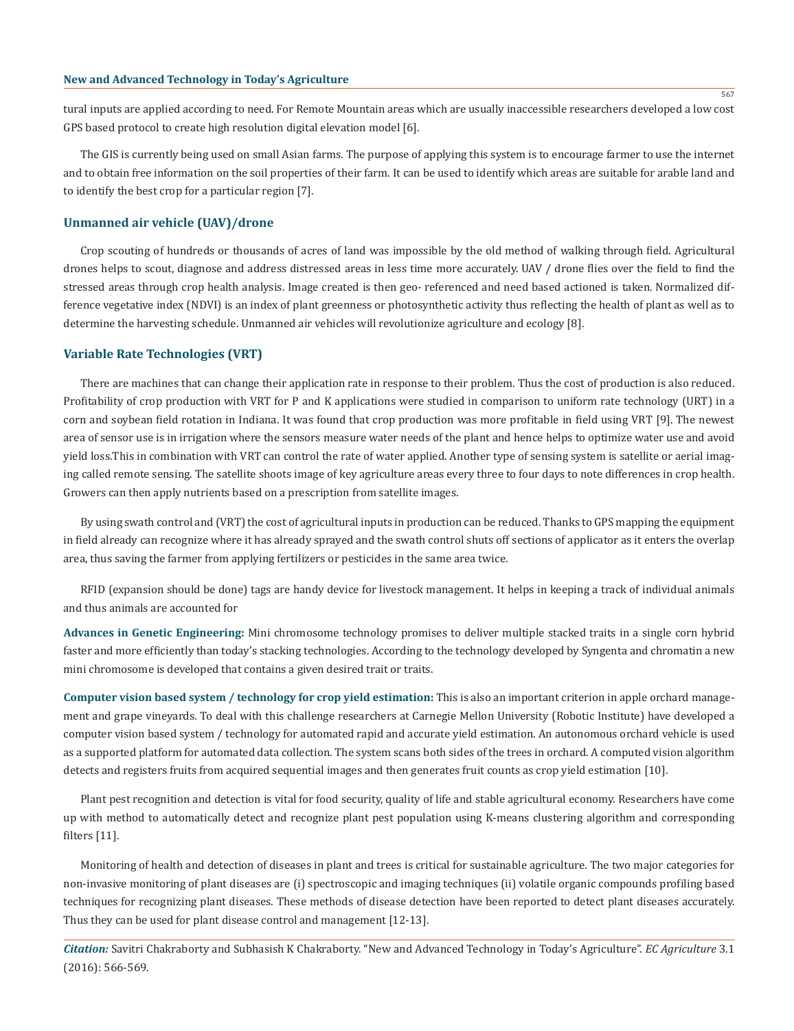tural inputs are applied according to need. For Remote Mountain areas which are usually inaccessible researchers developed a low cost GPS based protocol to create high resolution digital elevation model [6].

The GIS is currently being used on small Asian farms. The purpose of applying this system is to encourage farmer to use the internet and to obtain free information on the soil properties of their farm. It can be used to identify which areas are suitable for arable land and to identify the best crop for a particular region [7].

## Unmanned air vehicle (UAV)/drone

Crop scouting of hundreds or thousands of acres of land was impossible by the old method of walking through field. Agricultural drones helps to scout, diagnose and address distressed areas in less time more accurately. UAV / drone flies over the field to find the stressed areas through crop health analysis. Image created is then geo- referenced and need based actioned is taken. Normalized difference vegetative index (NDVI) is an index of plant greenness or photosynthetic activity thus reflecting the health of plant as well as to determine the harvesting schedule. Unmanned air vehicles will revolutionize agriculture and ecology [8].

## Variable Rate Technologies (VRT)

There are machines that can change their application rate in response to their problem. Thus the cost of production is also reduced. Profitability of crop production with VRT for P and K applications were studied in comparison to uniform rate technology (URT) in a corn and soybean field rotation in Indiana. It was found that crop production was more profitable in field using VRT [9]. The newest area of sensor use is in irrigation where the sensors measure water needs of the plant and hence helps to optimize water use and avoid yield loss.This in combination with VRT can control the rate of water applied. Another type of sensing system is satellite or aerial imaging called remote sensing. The satellite shoots image of key agriculture areas every three to four days to note differences in crop health. Growers can then apply nutrients based on a prescription from satellite images.

By using swath control and (VRT) the cost of agricultural inputs in production can be reduced. Thanks to GPS mapping the equipment in field already can recognize where it has already sprayed and the swath control shuts off sections of applicator as it enters the overlap area, thus saving the farmer from applying fertilizers or pesticides in the same area twice.

RFID (expansion should be done) tags are handy device for livestock management. It helps in keeping a track of individual animals and thus animals are accounted for

**Advances in Genetic Engineering:** Mini chromosome technology promises to deliver multiple stacked traits in a single corn hybrid faster and more efficiently than today's stacking technologies. According to the technology developed by Syngenta and chromatin a new mini chromosome is developed that contains a given desired trait or traits.

**Computer vision based system / technology for crop yield estimation:** This is also an important criterion in apple orchard management and grape vineyards. To deal with this challenge researchers at Carnegie Mellon University (Robotic Institute) have developed a computer vision based system / technology for automated rapid and accurate yield estimation. An autonomous orchard vehicle is used as a supported platform for automated data collection. The system scans both sides of the trees in orchard. A computed vision algorithm detects and registers fruits from acquired sequential images and then generates fruit counts as crop yield estimation [10].

Plant pest recognition and detection is vital for food security, quality of life and stable agricultural economy. Researchers have come up with method to automatically detect and recognize plant pest population using K-means clustering algorithm and corresponding filters [11].

Monitoring of health and detection of diseases in plant and trees is critical for sustainable agriculture. The two major categories for non-invasive monitoring of plant diseases are (i) spectroscopic and imaging techniques (ii) volatile organic compounds profiling based techniques for recognizing plant diseases. These methods of disease detection have been reported to detect plant diseases accurately. Thus they can be used for plant disease control and management [12-13].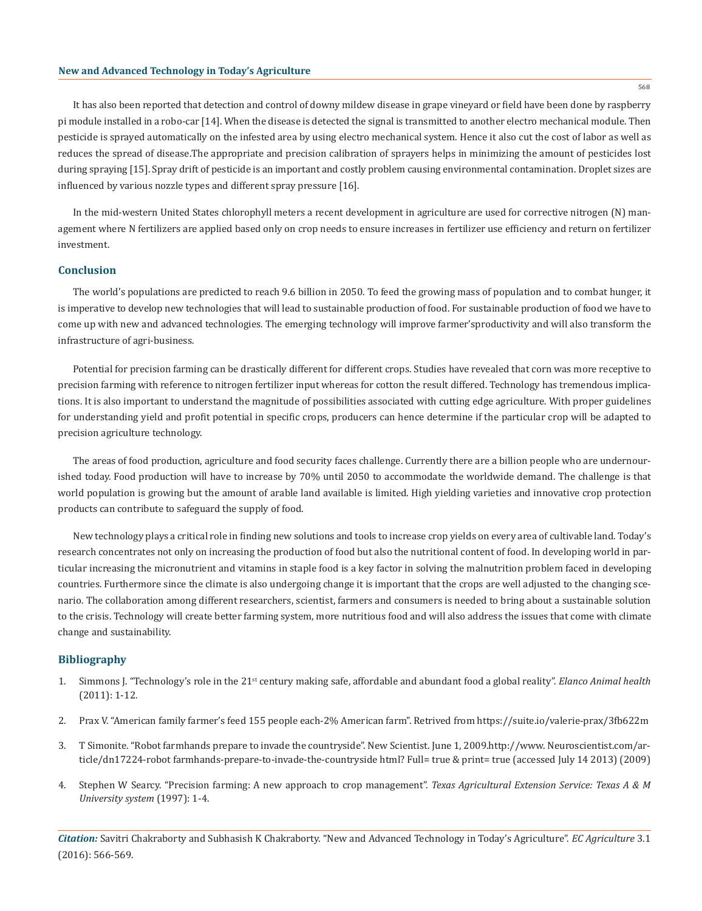It has also been reported that detection and control of downy mildew disease in grape vineyard or field have been done by raspberry pi module installed in a robo-car [14]. When the disease is detected the signal is transmitted to another electro mechanical module. Then pesticide is sprayed automatically on the infested area by using electro mechanical system. Hence it also cut the cost of labor as well as reduces the spread of disease.The appropriate and precision calibration of sprayers helps in minimizing the amount of pesticides lost during spraying [15]. Spray drift of pesticide is an important and costly problem causing environmental contamination. Droplet sizes are influenced by various nozzle types and different spray pressure [16].

In the mid-western United States chlorophyll meters a recent development in agriculture are used for corrective nitrogen (N) management where N fertilizers are applied based only on crop needs to ensure increases in fertilizer use efficiency and return on fertilizer investment.

## Conclusion

The world's populations are predicted to reach 9.6 billion in 2050. To feed the growing mass of population and to combat hunger, it is imperative to develop new technologies that will lead to sustainable production of food. For sustainable production of food we have to come up with new and advanced technologies. The emerging technology will improve farmer'sproductivity and will also transform the infrastructure of agri-business.

Potential for precision farming can be drastically different for different crops. Studies have revealed that corn was more receptive to precision farming with reference to nitrogen fertilizer input whereas for cotton the result differed. Technology has tremendous implications. It is also important to understand the magnitude of possibilities associated with cutting edge agriculture. With proper guidelines for understanding yield and profit potential in specific crops, producers can hence determine if the particular crop will be adapted to precision agriculture technology.

The areas of food production, agriculture and food security faces challenge. Currently there are a billion people who are undernourished today. Food production will have to increase by 70% until 2050 to accommodate the worldwide demand. The challenge is that world population is growing but the amount of arable land available is limited. High yielding varieties and innovative crop protection products can contribute to safeguard the supply of food.

New technology plays a critical role in finding new solutions and tools to increase crop yields on every area of cultivable land. Today's research concentrates not only on increasing the production of food but also the nutritional content of food. In developing world in particular increasing the micronutrient and vitamins in staple food is a key factor in solving the malnutrition problem faced in developing countries. Furthermore since the climate is also undergoing change it is important that the crops are well adjusted to the changing scenario. The collaboration among different researchers, scientist, farmers and consumers is needed to bring about a sustainable solution to the crisis. Technology will create better farming system, more nutritious food and will also address the issues that come with climate change and sustainability.

## Bibliography

1. Simmons J. "Technology's role in the 21st century making safe, affordable and abundant food a global reality". *Elanco Animal health* (2011): 1-12.
2. Prax V. "American family farmer's feed 155 people each-2% American farm". Retrived from https://suite.io/valerie-prax/3fb622m
3. T Simonite. "Robot farmhands prepare to invade the countryside". New Scientist. June 1, 2009.http://www. Neuroscientist.com/article/dn17224-robot farmhands-prepare-to-invade-the-countryside html? Full= true & print= true (accessed July 14 2013) (2009)
4. Stephen W Searcy. "Precision farming: A new approach to crop management". *Texas Agricultural Extension Service: Texas A & M University system* (1997): 1-4.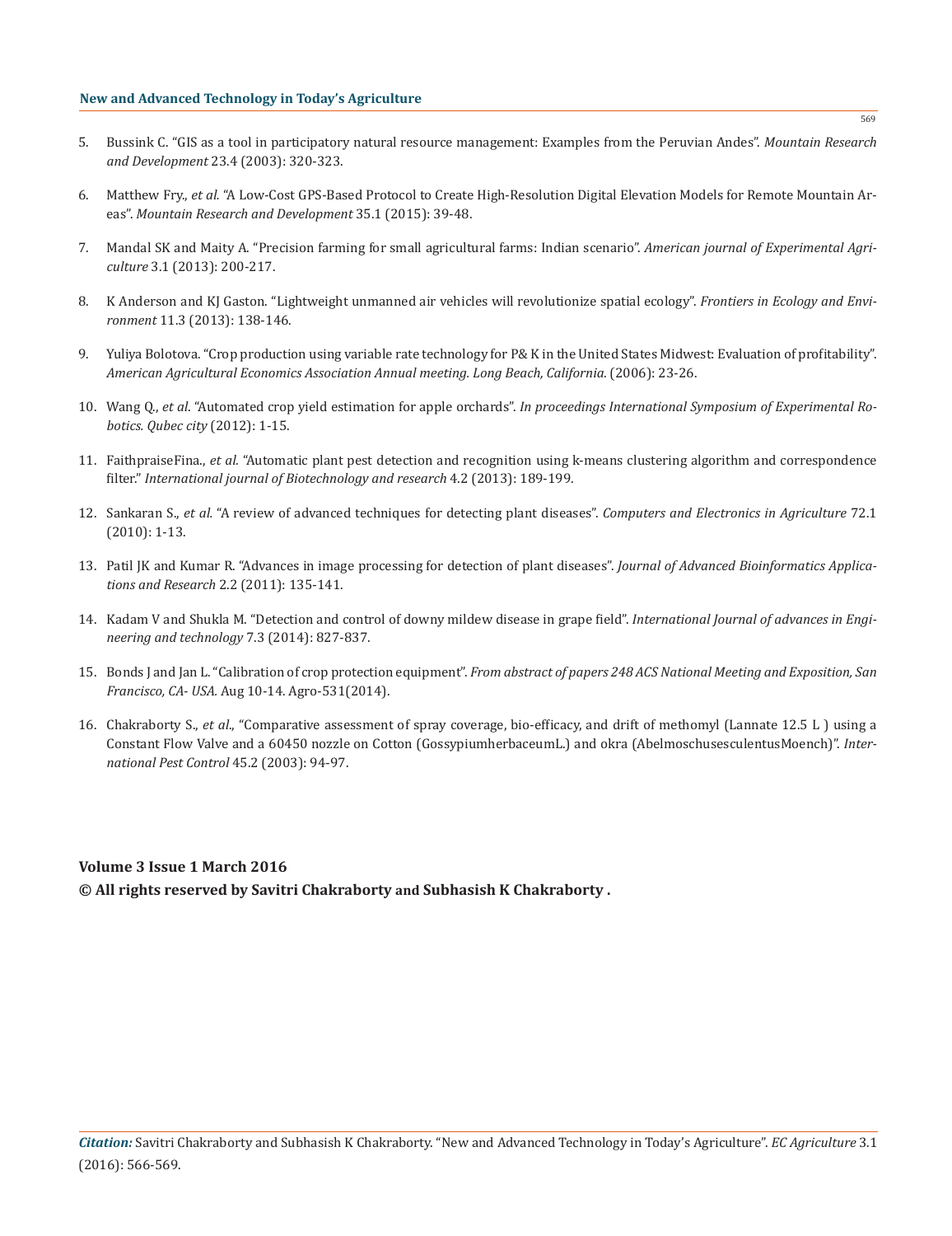5. Bussink C. "GIS as a tool in participatory natural resource management: Examples from the Peruvian Andes". *Mountain Research and Development* 23.4 (2003): 320-323.

6. Matthew Fry., *et al.* "A Low-Cost GPS-Based Protocol to Create High-Resolution Digital Elevation Models for Remote Mountain Areas". *Mountain Research and Development* 35.1 (2015): 39-48.

7. Mandal SK and Maity A. "Precision farming for small agricultural farms: Indian scenario". *American journal of Experimental Agriculture* 3.1 (2013): 200-217.

8. K Anderson and KJ Gaston. "Lightweight unmanned air vehicles will revolutionize spatial ecology". *Frontiers in Ecology and Environment* 11.3 (2013): 138-146.

9. Yuliya Bolotova. "Crop production using variable rate technology for P& K in the United States Midwest: Evaluation of profitability". *American Agricultural Economics Association Annual meeting. Long Beach, California.* (2006): 23-26.

10. Wang Q., *et al*. "Automated crop yield estimation for apple orchards". *In proceedings International Symposium of Experimental Robotics. Qubec city* (2012): 1-15.

11. FaithpraiseFina., *et al.* "Automatic plant pest detection and recognition using k-means clustering algorithm and correspondence filter." *International journal of Biotechnology and research* 4.2 (2013): 189-199.

12. Sankaran S., *et al.* "A review of advanced techniques for detecting plant diseases". *Computers and Electronics in Agriculture* 72.1 (2010): 1-13.

13. Patil JK and Kumar R. "Advances in image processing for detection of plant diseases". *Journal of Advanced Bioinformatics Applications and Research* 2.2 (2011): 135-141.

14. Kadam V and Shukla M. "Detection and control of downy mildew disease in grape field". *International Journal of advances in Engineering and technology* 7.3 (2014): 827-837.

15. Bonds J and Jan L. "Calibration of crop protection equipment". *From abstract of papers 248 ACS National Meeting and Exposition, San Francisco, CA- USA.* Aug 10-14. Agro-531(2014).

16. Chakraborty S., *et al*., "Comparative assessment of spray coverage, bio-efficacy, and drift of methomyl (Lannate 12.5 L ) using a Constant Flow Valve and a 60450 nozzle on Cotton (GossypiumherbaceumL.) and okra (AbelmoschusesculentusMoench)". *International Pest Control* 45.2 (2003): 94-97.

**© All rights reserved by Savitri Chakraborty and Subhasish K Chakraborty .**